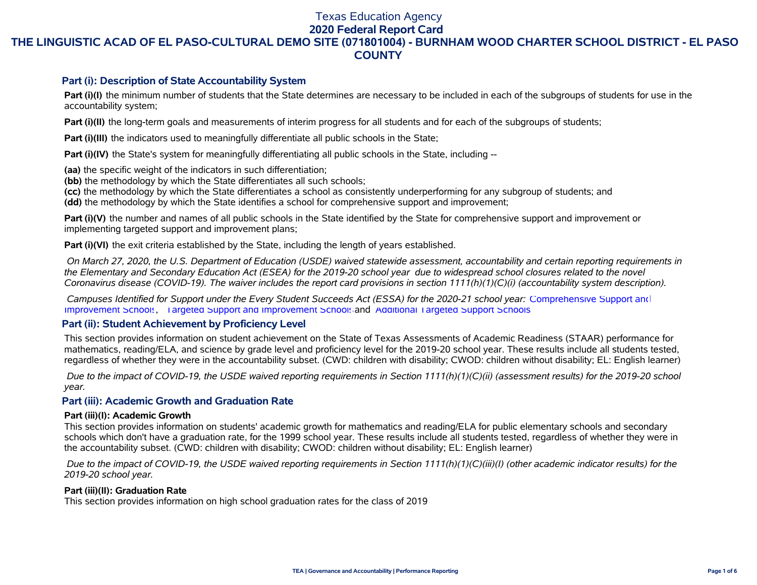# Texas Education Agency
## 2020 Federal Report Card
## THE LINGUISTIC ACAD OF EL PASO-CULTURAL DEMO SITE (071801004) - BURNHAM WOOD CHARTER SCHOOL DISTRICT - EL PASO COUNTY

### Part (i): Description of State Accountability System

**Part (i)(I)** the minimum number of students that the State determines are necessary to be included in each of the subgroups of students for use in the accountability system;

**Part (i)(II)** the long-term goals and measurements of interim progress for all students and for each of the subgroups of students;

**Part (i)(III)** the indicators used to meaningfully differentiate all public schools in the State;

**Part (i)(IV)** the State's system for meaningfully differentiating all public schools in the State, including --

**(aa)** the specific weight of the indicators in such differentiation;
**(bb)** the methodology by which the State differentiates all such schools;
**(cc)** the methodology by which the State differentiates a school as consistently underperforming for any subgroup of students; and
**(dd)** the methodology by which the State identifies a school for comprehensive support and improvement;

**Part (i)(V)** the number and names of all public schools in the State identified by the State for comprehensive support and improvement or implementing targeted support and improvement plans;

**Part (i)(VI)** the exit criteria established by the State, including the length of years established.

*On March 27, 2020, the U.S. Department of Education (USDE) waived statewide assessment, accountability and certain reporting requirements in the Elementary and Secondary Education Act (ESEA) for the 2019-20 school year due to widespread school closures related to the novel Coronavirus disease (COVID-19). The waiver includes the report card provisions in section 1111(h)(1)(C)(i) (accountability system description).*

*Campuses Identified for Support under the Every Student Succeeds Act (ESSA) for the 2020-21 school year:* Comprehensive Support and Improvement Schools, Targeted Support and Improvement Schools and Additional Targeted Support Schools

### Part (ii): Student Achievement by Proficiency Level

This section provides information on student achievement on the State of Texas Assessments of Academic Readiness (STAAR) performance for mathematics, reading/ELA, and science by grade level and proficiency level for the 2019-20 school year. These results include all students tested, regardless of whether they were in the accountability subset. (CWD: children with disability; CWOD: children without disability; EL: English learner)

*Due to the impact of COVID-19, the USDE waived reporting requirements in Section 1111(h)(1)(C)(ii) (assessment results) for the 2019-20 school year.*

### Part (iii): Academic Growth and Graduation Rate

#### Part (iii)(I): Academic Growth

This section provides information on students' academic growth for mathematics and reading/ELA for public elementary schools and secondary schools which don't have a graduation rate, for the 1999 school year. These results include all students tested, regardless of whether they were in the accountability subset. (CWD: children with disability; CWOD: children without disability; EL: English learner)

*Due to the impact of COVID-19, the USDE waived reporting requirements in Section 1111(h)(1)(C)(iii)(I) (other academic indicator results) for the 2019-20 school year.*

#### Part (iii)(II): Graduation Rate

This section provides information on high school graduation rates for the class of 2019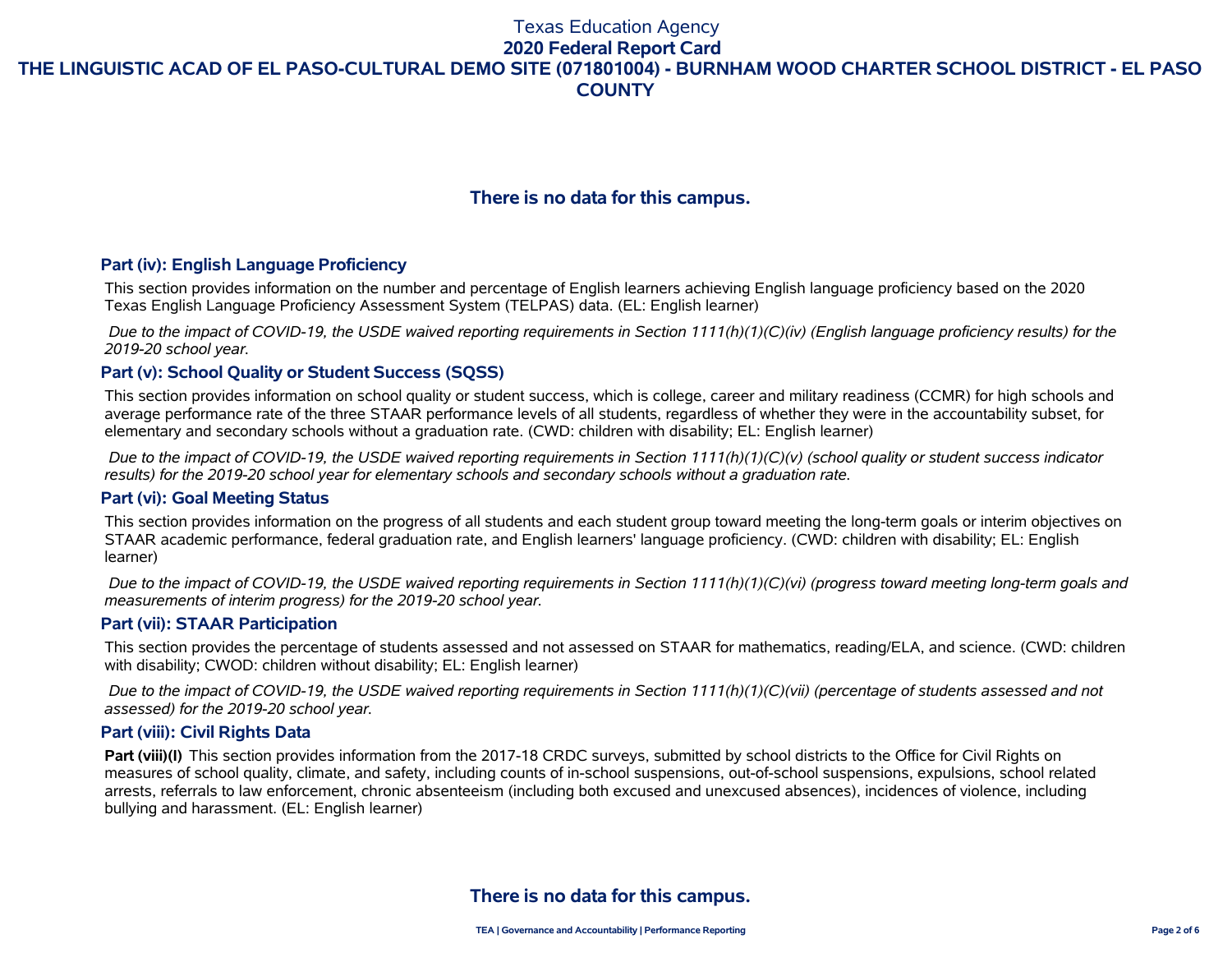**There is no data for this campus.**

## Part (iv): English Language Proficiency

This section provides information on the number and percentage of English learners achieving English language proficiency based on the 2020 Texas English Language Proficiency Assessment System (TELPAS) data. (EL: English learner)

*Due to the impact of COVID-19, the USDE waived reporting requirements in Section 1111(h)(1)(C)(iv) (English language proficiency results) for the 2019-20 school year.*

## Part (v): School Quality or Student Success (SQSS)

This section provides information on school quality or student success, which is college, career and military readiness (CCMR) for high schools and average performance rate of the three STAAR performance levels of all students, regardless of whether they were in the accountability subset, for elementary and secondary schools without a graduation rate. (CWD: children with disability; EL: English learner)

*Due to the impact of COVID-19, the USDE waived reporting requirements in Section 1111(h)(1)(C)(v) (school quality or student success indicator results) for the 2019-20 school year for elementary schools and secondary schools without a graduation rate.*

## Part (vi): Goal Meeting Status

This section provides information on the progress of all students and each student group toward meeting the long-term goals or interim objectives on STAAR academic performance, federal graduation rate, and English learners' language proficiency. (CWD: children with disability; EL: English learner)

*Due to the impact of COVID-19, the USDE waived reporting requirements in Section 1111(h)(1)(C)(vi) (progress toward meeting long-term goals and measurements of interim progress) for the 2019-20 school year.*

## Part (vii): STAAR Participation

This section provides the percentage of students assessed and not assessed on STAAR for mathematics, reading/ELA, and science. (CWD: children with disability; CWOD: children without disability; EL: English learner)

*Due to the impact of COVID-19, the USDE waived reporting requirements in Section 1111(h)(1)(C)(vii) (percentage of students assessed and not assessed) for the 2019-20 school year.*

## Part (viii): Civil Rights Data

**Part (viii)(I)** This section provides information from the 2017-18 CRDC surveys, submitted by school districts to the Office for Civil Rights on measures of school quality, climate, and safety, including counts of in-school suspensions, out-of-school suspensions, expulsions, school related arrests, referrals to law enforcement, chronic absenteeism (including both excused and unexcused absences), incidences of violence, including bullying and harassment. (EL: English learner)

**There is no data for this campus.**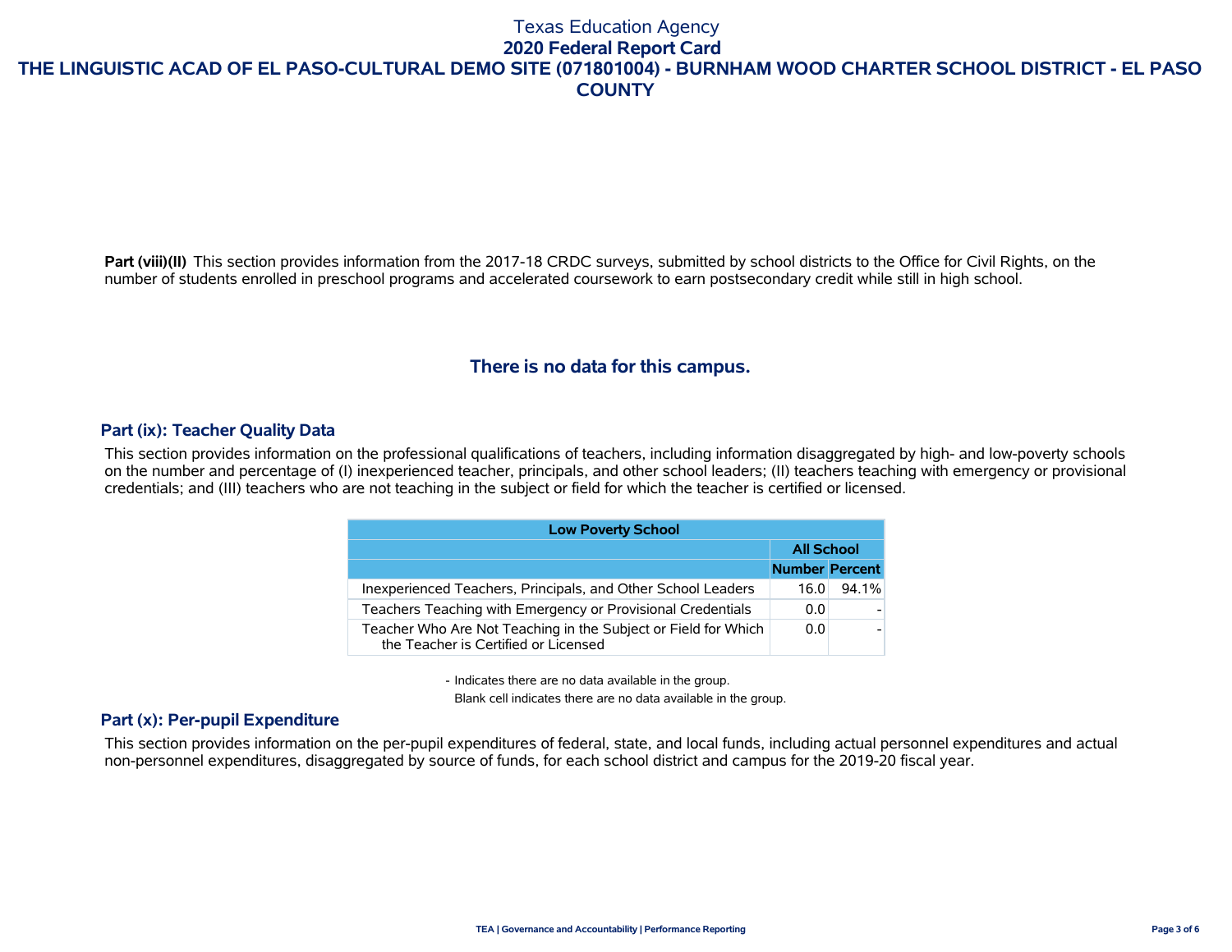Part (viii)(II) This section provides information from the 2017-18 CRDC surveys, submitted by school districts to the Office for Civil Rights, on the number of students enrolled in preschool programs and accelerated coursework to earn postsecondary credit while still in high school.

**There is no data for this campus.**

## Part (ix): Teacher Quality Data

This section provides information on the professional qualifications of teachers, including information disaggregated by high- and low-poverty schools on the number and percentage of (I) inexperienced teacher, principals, and other school leaders; (II) teachers teaching with emergency or provisional credentials; and (III) teachers who are not teaching in the subject or field for which the teacher is certified or licensed.

| Low Poverty School | | |
|---|---|---|
| | All School | |
| | Number | Percent |
| Inexperienced Teachers, Principals, and Other School Leaders | 16.0 | 94.1% |
| Teachers Teaching with Emergency or Provisional Credentials | 0.0 | - |
| Teacher Who Are Not Teaching in the Subject or Field for Which the Teacher is Certified or Licensed | 0.0 | - |

- Indicates there are no data available in the group.
Blank cell indicates there are no data available in the group.

## Part (x): Per-pupil Expenditure

This section provides information on the per-pupil expenditures of federal, state, and local funds, including actual personnel expenditures and actual non-personnel expenditures, disaggregated by source of funds, for each school district and campus for the 2019-20 fiscal year.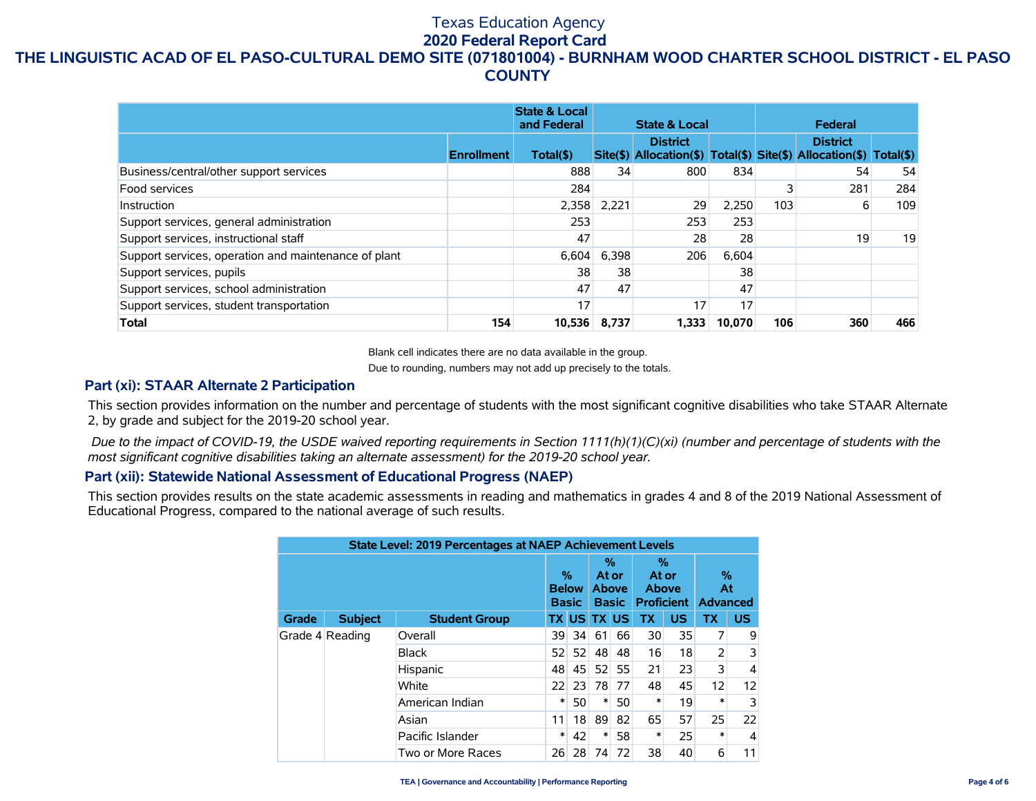Texas Education Agency

**2020 Federal Report Card**

**THE LINGUISTIC ACAD OF EL PASO-CULTURAL DEMO SITE (071801004) - BURNHAM WOOD CHARTER SCHOOL DISTRICT - EL PASO COUNTY**

| | | State & Local and Federal | State & Local | | | Federal | | |
|---|---|---|---|---|---|---|---|---|
| | Enrollment | Total($) | Site($) | District Allocation($) | Total($) | Site($) | District Allocation($) | Total($) |
| Business/central/other support services | | 888 | 34 | 800 | 834 | | 54 | 54 |
| Food services | | 284 | | | | 3 | 281 | 284 |
| Instruction | | 2,358 | 2,221 | 29 | 2,250 | 103 | 6 | 109 |
| Support services, general administration | | 253 | | 253 | 253 | | | |
| Support services, instructional staff | | 47 | | 28 | 28 | | 19 | 19 |
| Support services, operation and maintenance of plant | | 6,604 | 6,398 | 206 | 6,604 | | | |
| Support services, pupils | | 38 | 38 | | 38 | | | |
| Support services, school administration | | 47 | 47 | | 47 | | | |
| Support services, student transportation | | 17 | | 17 | 17 | | | |
| **Total** | **154** | **10,536** | **8,737** | **1,333** | **10,070** | **106** | **360** | **466** |

Blank cell indicates there are no data available in the group.

Due to rounding, numbers may not add up precisely to the totals.

## Part (xi): STAAR Alternate 2 Participation

This section provides information on the number and percentage of students with the most significant cognitive disabilities who take STAAR Alternate 2, by grade and subject for the 2019-20 school year.

*Due to the impact of COVID-19, the USDE waived reporting requirements in Section 1111(h)(1)(C)(xi) (number and percentage of students with the most significant cognitive disabilities taking an alternate assessment) for the 2019-20 school year.*

## Part (xii): Statewide National Assessment of Educational Progress (NAEP)

This section provides results on the state academic assessments in reading and mathematics in grades 4 and 8 of the 2019 National Assessment of Educational Progress, compared to the national average of such results.

| State Level: 2019 Percentages at NAEP Achievement Levels | | | | | | | | | | |
|---|---|---|---|---|---|---|---|---|---|---|
| | | | % Below Basic | | % At or Above Basic | | % At or Above Proficient | | % At Advanced | |
| Grade | Subject | Student Group | TX | US | TX | US | TX | US | TX | US |
| Grade 4 | Reading | Overall | 39 | 34 | 61 | 66 | 30 | 35 | 7 | 9 |
| | | Black | 52 | 52 | 48 | 48 | 16 | 18 | 2 | 3 |
| | | Hispanic | 48 | 45 | 52 | 55 | 21 | 23 | 3 | 4 |
| | | White | 22 | 23 | 78 | 77 | 48 | 45 | 12 | 12 |
| | | American Indian | * | 50 | * | 50 | * | 19 | * | 3 |
| | | Asian | 11 | 18 | 89 | 82 | 65 | 57 | 25 | 22 |
| | | Pacific Islander | * | 42 | * | 58 | * | 25 | * | 4 |
| | | Two or More Races | 26 | 28 | 74 | 72 | 38 | 40 | 6 | 11 |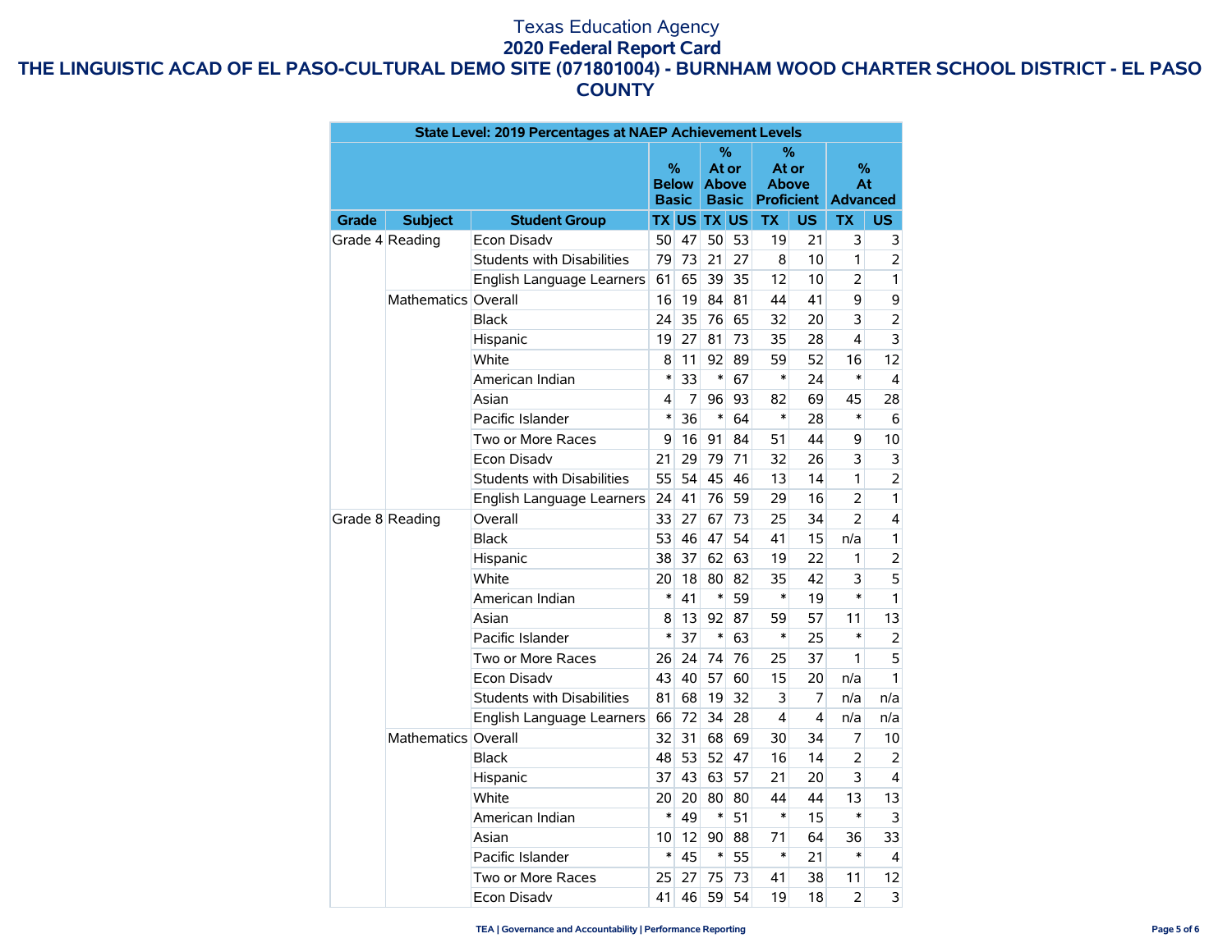# Texas Education Agency
## 2020 Federal Report Card
### THE LINGUISTIC ACAD OF EL PASO-CULTURAL DEMO SITE (071801004) - BURNHAM WOOD CHARTER SCHOOL DISTRICT - EL PASO COUNTY

| State Level: 2019 Percentages at NAEP Achievement Levels | | | | | | | | | | |
|---|---|---|---|---|---|---|---|---|---|---|
| | | | % Below Basic | | % At or Above Basic | | % At or Above Proficient | | % At Advanced | |
| Grade | Subject | Student Group | TX | US | TX | US | TX | US | TX | US |
| Grade 4 | Reading | Econ Disadv | 50 | 47 | 50 | 53 | 19 | 21 | 3 | 3 |
| | | Students with Disabilities | 79 | 73 | 21 | 27 | 8 | 10 | 1 | 2 |
| | | English Language Learners | 61 | 65 | 39 | 35 | 12 | 10 | 2 | 1 |
| | Mathematics | Overall | 16 | 19 | 84 | 81 | 44 | 41 | 9 | 9 |
| | | Black | 24 | 35 | 76 | 65 | 32 | 20 | 3 | 2 |
| | | Hispanic | 19 | 27 | 81 | 73 | 35 | 28 | 4 | 3 |
| | | White | 8 | 11 | 92 | 89 | 59 | 52 | 16 | 12 |
| | | American Indian | * | 33 | * | 67 | * | 24 | * | 4 |
| | | Asian | 4 | 7 | 96 | 93 | 82 | 69 | 45 | 28 |
| | | Pacific Islander | * | 36 | * | 64 | * | 28 | * | 6 |
| | | Two or More Races | 9 | 16 | 91 | 84 | 51 | 44 | 9 | 10 |
| | | Econ Disadv | 21 | 29 | 79 | 71 | 32 | 26 | 3 | 3 |
| | | Students with Disabilities | 55 | 54 | 45 | 46 | 13 | 14 | 1 | 2 |
| | | English Language Learners | 24 | 41 | 76 | 59 | 29 | 16 | 2 | 1 |
| Grade 8 | Reading | Overall | 33 | 27 | 67 | 73 | 25 | 34 | 2 | 4 |
| | | Black | 53 | 46 | 47 | 54 | 41 | 15 | n/a | 1 |
| | | Hispanic | 38 | 37 | 62 | 63 | 19 | 22 | 1 | 2 |
| | | White | 20 | 18 | 80 | 82 | 35 | 42 | 3 | 5 |
| | | American Indian | * | 41 | * | 59 | * | 19 | * | 1 |
| | | Asian | 8 | 13 | 92 | 87 | 59 | 57 | 11 | 13 |
| | | Pacific Islander | * | 37 | * | 63 | * | 25 | * | 2 |
| | | Two or More Races | 26 | 24 | 74 | 76 | 25 | 37 | 1 | 5 |
| | | Econ Disadv | 43 | 40 | 57 | 60 | 15 | 20 | n/a | 1 |
| | | Students with Disabilities | 81 | 68 | 19 | 32 | 3 | 7 | n/a | n/a |
| | | English Language Learners | 66 | 72 | 34 | 28 | 4 | 4 | n/a | n/a |
| | Mathematics | Overall | 32 | 31 | 68 | 69 | 30 | 34 | 7 | 10 |
| | | Black | 48 | 53 | 52 | 47 | 16 | 14 | 2 | 2 |
| | | Hispanic | 37 | 43 | 63 | 57 | 21 | 20 | 3 | 4 |
| | | White | 20 | 20 | 80 | 80 | 44 | 44 | 13 | 13 |
| | | American Indian | * | 49 | * | 51 | * | 15 | * | 3 |
| | | Asian | 10 | 12 | 90 | 88 | 71 | 64 | 36 | 33 |
| | | Pacific Islander | * | 45 | * | 55 | * | 21 | * | 4 |
| | | Two or More Races | 25 | 27 | 75 | 73 | 41 | 38 | 11 | 12 |
| | | Econ Disadv | 41 | 46 | 59 | 54 | 19 | 18 | 2 | 3 |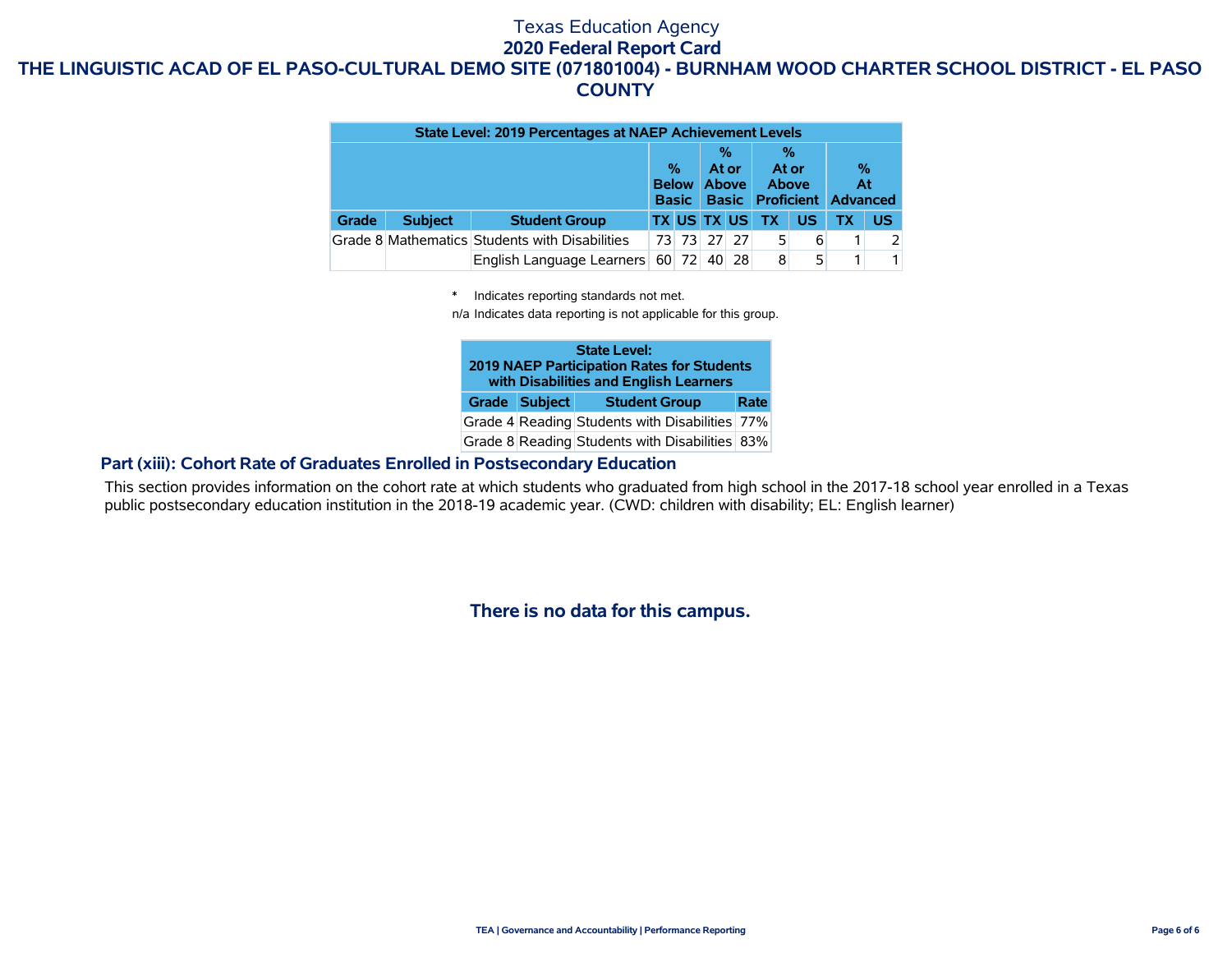# Texas Education Agency
## 2020 Federal Report Card
## THE LINGUISTIC ACAD OF EL PASO-CULTURAL DEMO SITE (071801004) - BURNHAM WOOD CHARTER SCHOOL DISTRICT - EL PASO COUNTY

**State Level: 2019 Percentages at NAEP Achievement Levels**

| | | | % Below Basic | | % At or Above Basic | | % At or Above Proficient | | % At Advanced | |
|---|---|---|---|---|---|---|---|---|---|---|
| **Grade** | **Subject** | **Student Group** | **TX** | **US** | **TX** | **US** | **TX** | **US** | **TX** | **US** |
| Grade 8 | Mathematics | Students with Disabilities | 73 | 73 | 27 | 27 | 5 | 6 | 1 | 2 |
| | | English Language Learners | 60 | 72 | 40 | 28 | 8 | 5 | 1 | 1 |

\* Indicates reporting standards not met.

n/a Indicates data reporting is not applicable for this group.

**State Level: 2019 NAEP Participation Rates for Students with Disabilities and English Learners**

| Grade | Subject | Student Group | Rate |
|---|---|---|---|
| Grade 4 | Reading | Students with Disabilities | 77% |
| Grade 8 | Reading | Students with Disabilities | 83% |

### Part (xiii): Cohort Rate of Graduates Enrolled in Postsecondary Education

This section provides information on the cohort rate at which students who graduated from high school in the 2017-18 school year enrolled in a Texas public postsecondary education institution in the 2018-19 academic year. (CWD: children with disability; EL: English learner)

**There is no data for this campus.**